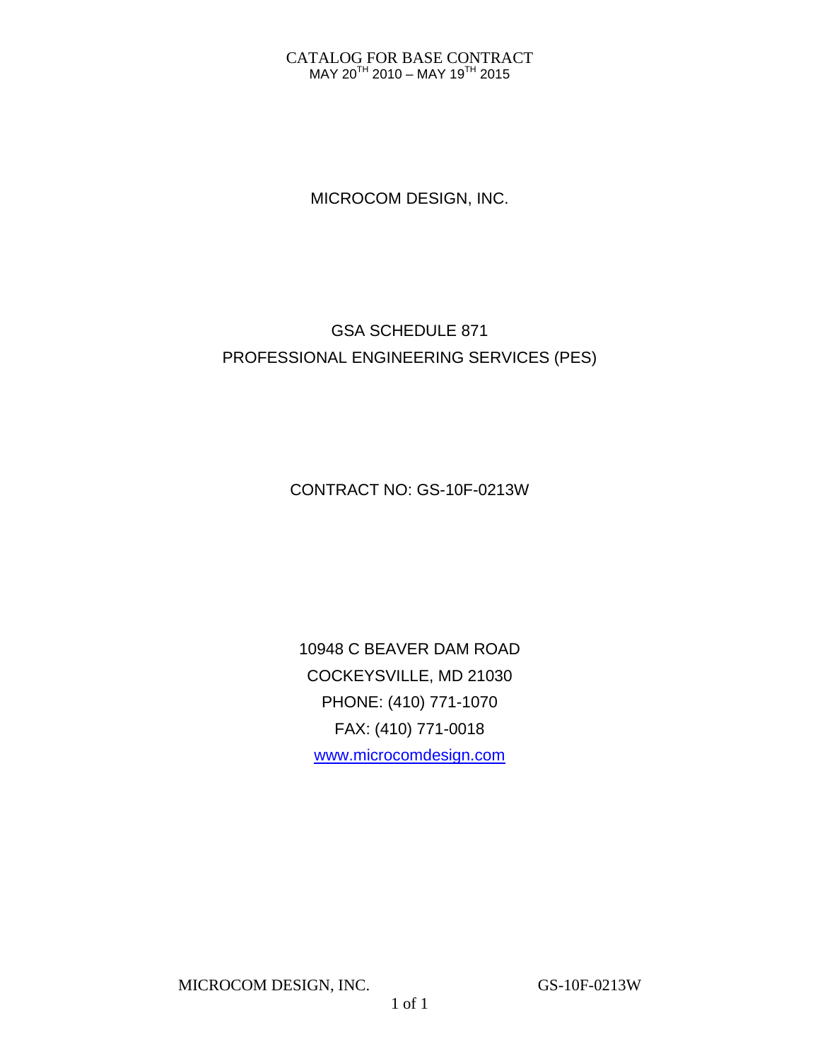CATALOG FOR BASE CONTRACT

MAY 20TH 2010 – MAY 19TH 2015

# MICROCOM DESIGN, INC.

## GSA SCHEDULE 871
## PROFESSIONAL ENGINEERING SERVICES (PES)

CONTRACT NO: GS-10F-0213W

10948 C BEAVER DAM ROAD

COCKEYSVILLE, MD 21030

PHONE: (410) 771-1070

FAX: (410) 771-0018

www.microcomdesign.com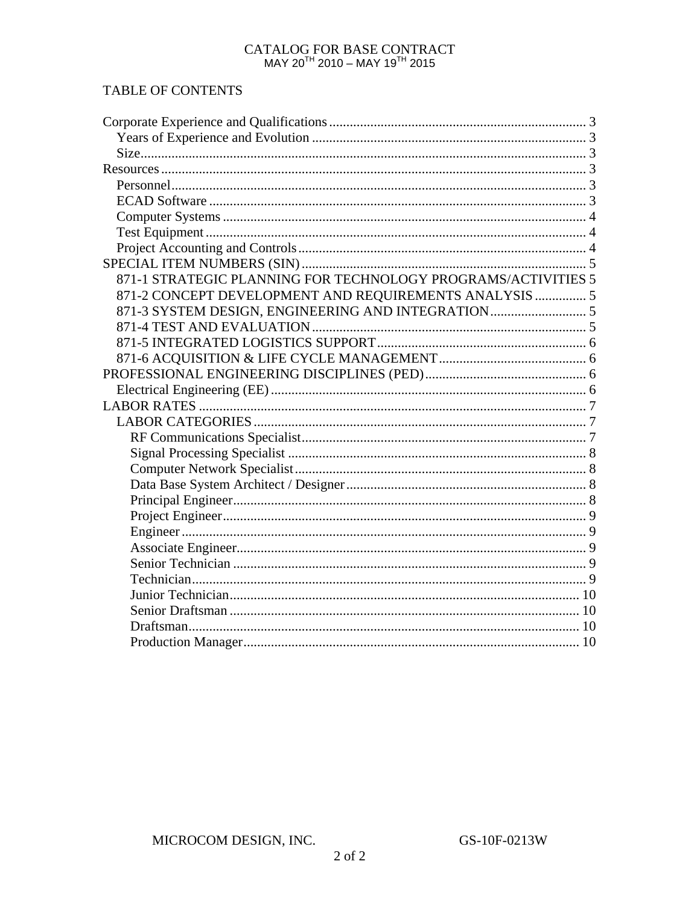# CATALOG FOR BASE CONTRACT

MAY 20[TH] 2010 – MAY 19[TH] 2015

## TABLE OF CONTENTS

Corporate Experience and Qualifications ........ 3
- Years of Experience and Evolution ........ 3
- Size ........ 3

Resources ........ 3
- Personnel ........ 3
- ECAD Software ........ 3
- Computer Systems ........ 4
- Test Equipment ........ 4
- Project Accounting and Controls ........ 4

SPECIAL ITEM NUMBERS (SIN) ........ 5
- 871-1 STRATEGIC PLANNING FOR TECHNOLOGY PROGRAMS/ACTIVITIES 5
- 871-2 CONCEPT DEVELOPMENT AND REQUIREMENTS ANALYSIS ........ 5
- 871-3 SYSTEM DESIGN, ENGINEERING AND INTEGRATION ........ 5
- 871-4 TEST AND EVALUATION ........ 5
- 871-5 INTEGRATED LOGISTICS SUPPORT ........ 6
- 871-6 ACQUISITION & LIFE CYCLE MANAGEMENT ........ 6

PROFESSIONAL ENGINEERING DISCIPLINES (PED) ........ 6
- Electrical Engineering (EE) ........ 6

LABOR RATES ........ 7
- LABOR CATEGORIES ........ 7
  - RF Communications Specialist ........ 7
  - Signal Processing Specialist ........ 8
  - Computer Network Specialist ........ 8
  - Data Base System Architect / Designer ........ 8
  - Principal Engineer ........ 8
  - Project Engineer ........ 9
  - Engineer ........ 9
  - Associate Engineer ........ 9
  - Senior Technician ........ 9
  - Technician ........ 9
  - Junior Technician ........ 10
  - Senior Draftsman ........ 10
  - Draftsman ........ 10
  - Production Manager ........ 10

MICROCOM DESIGN, INC. GS-10F-0213W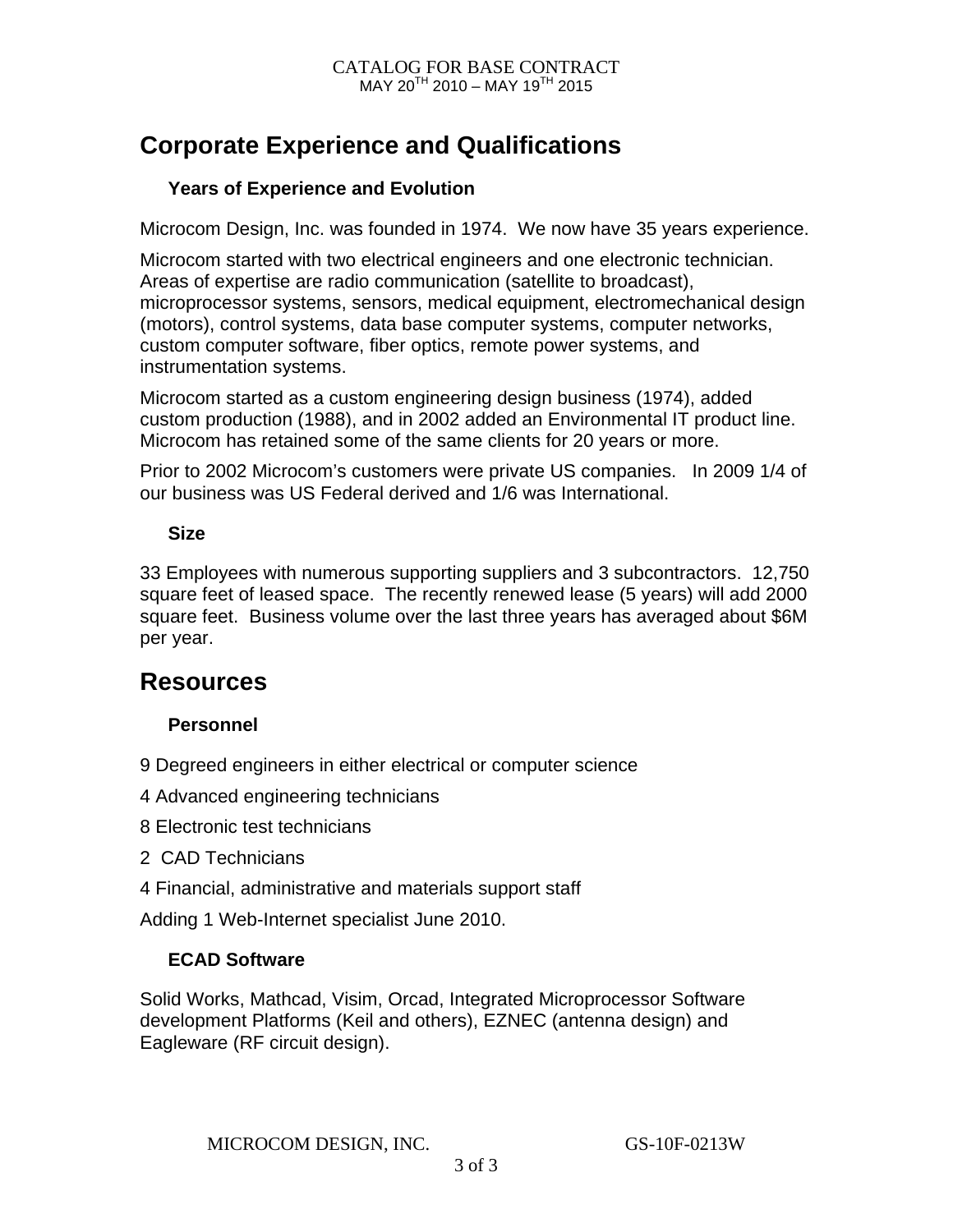# Corporate Experience and Qualifications

### Years of Experience and Evolution

Microcom Design, Inc. was founded in 1974. We now have 35 years experience.

Microcom started with two electrical engineers and one electronic technician. Areas of expertise are radio communication (satellite to broadcast), microprocessor systems, sensors, medical equipment, electromechanical design (motors), control systems, data base computer systems, computer networks, custom computer software, fiber optics, remote power systems, and instrumentation systems.

Microcom started as a custom engineering design business (1974), added custom production (1988), and in 2002 added an Environmental IT product line. Microcom has retained some of the same clients for 20 years or more.

Prior to 2002 Microcom's customers were private US companies. In 2009 1/4 of our business was US Federal derived and 1/6 was International.

### Size

33 Employees with numerous supporting suppliers and 3 subcontractors. 12,750 square feet of leased space. The recently renewed lease (5 years) will add 2000 square feet. Business volume over the last three years has averaged about $6M per year.

# Resources

### Personnel

9 Degreed engineers in either electrical or computer science

4 Advanced engineering technicians

8 Electronic test technicians

2 CAD Technicians

4 Financial, administrative and materials support staff

Adding 1 Web-Internet specialist June 2010.

### ECAD Software

Solid Works, Mathcad, Visim, Orcad, Integrated Microprocessor Software development Platforms (Keil and others), EZNEC (antenna design) and Eagleware (RF circuit design).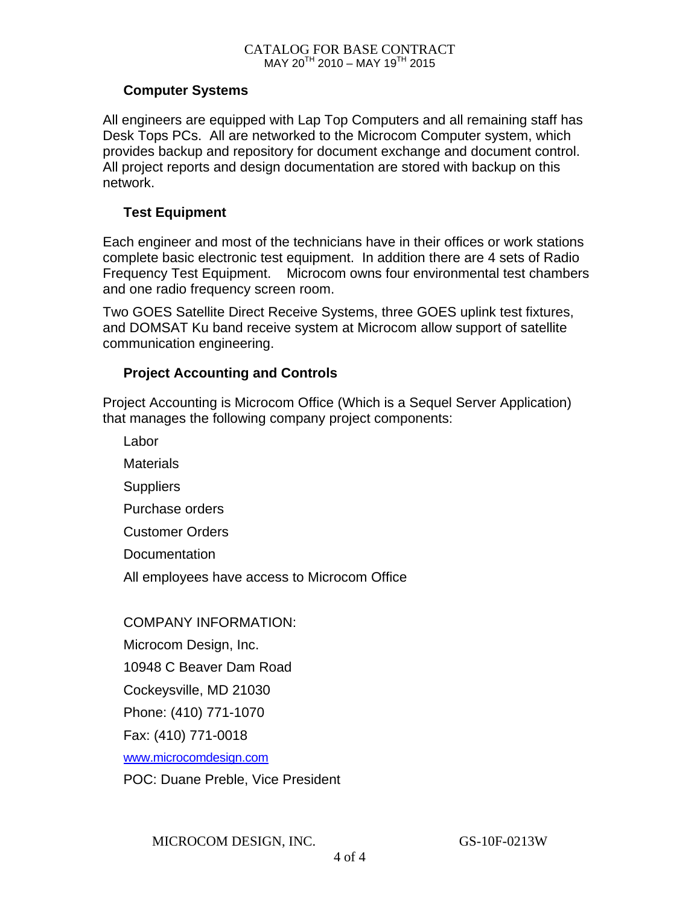### Computer Systems

All engineers are equipped with Lap Top Computers and all remaining staff has Desk Tops PCs. All are networked to the Microcom Computer system, which provides backup and repository for document exchange and document control. All project reports and design documentation are stored with backup on this network.

### Test Equipment

Each engineer and most of the technicians have in their offices or work stations complete basic electronic test equipment. In addition there are 4 sets of Radio Frequency Test Equipment. Microcom owns four environmental test chambers and one radio frequency screen room.

Two GOES Satellite Direct Receive Systems, three GOES uplink test fixtures, and DOMSAT Ku band receive system at Microcom allow support of satellite communication engineering.

### Project Accounting and Controls

Project Accounting is Microcom Office (Which is a Sequel Server Application) that manages the following company project components:

Labor

Materials

Suppliers

Purchase orders

Customer Orders

Documentation

All employees have access to Microcom Office

COMPANY INFORMATION:

Microcom Design, Inc.

10948 C Beaver Dam Road

Cockeysville, MD 21030

Phone: (410) 771-1070

Fax: (410) 771-0018

www.microcomdesign.com

POC: Duane Preble, Vice President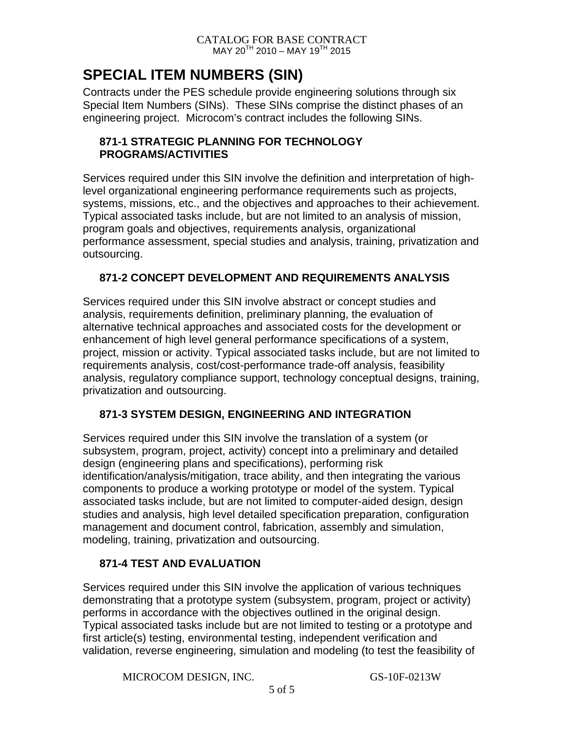# SPECIAL ITEM NUMBERS (SIN)

Contracts under the PES schedule provide engineering solutions through six Special Item Numbers (SINs). These SINs comprise the distinct phases of an engineering project. Microcom's contract includes the following SINs.

### 871-1 STRATEGIC PLANNING FOR TECHNOLOGY PROGRAMS/ACTIVITIES

Services required under this SIN involve the definition and interpretation of high-level organizational engineering performance requirements such as projects, systems, missions, etc., and the objectives and approaches to their achievement. Typical associated tasks include, but are not limited to an analysis of mission, program goals and objectives, requirements analysis, organizational performance assessment, special studies and analysis, training, privatization and outsourcing.

### 871-2 CONCEPT DEVELOPMENT AND REQUIREMENTS ANALYSIS

Services required under this SIN involve abstract or concept studies and analysis, requirements definition, preliminary planning, the evaluation of alternative technical approaches and associated costs for the development or enhancement of high level general performance specifications of a system, project, mission or activity. Typical associated tasks include, but are not limited to requirements analysis, cost/cost-performance trade-off analysis, feasibility analysis, regulatory compliance support, technology conceptual designs, training, privatization and outsourcing.

### 871-3 SYSTEM DESIGN, ENGINEERING AND INTEGRATION

Services required under this SIN involve the translation of a system (or subsystem, program, project, activity) concept into a preliminary and detailed design (engineering plans and specifications), performing risk identification/analysis/mitigation, trace ability, and then integrating the various components to produce a working prototype or model of the system. Typical associated tasks include, but are not limited to computer-aided design, design studies and analysis, high level detailed specification preparation, configuration management and document control, fabrication, assembly and simulation, modeling, training, privatization and outsourcing.

### 871-4 TEST AND EVALUATION

Services required under this SIN involve the application of various techniques demonstrating that a prototype system (subsystem, program, project or activity) performs in accordance with the objectives outlined in the original design. Typical associated tasks include but are not limited to testing or a prototype and first article(s) testing, environmental testing, independent verification and validation, reverse engineering, simulation and modeling (to test the feasibility of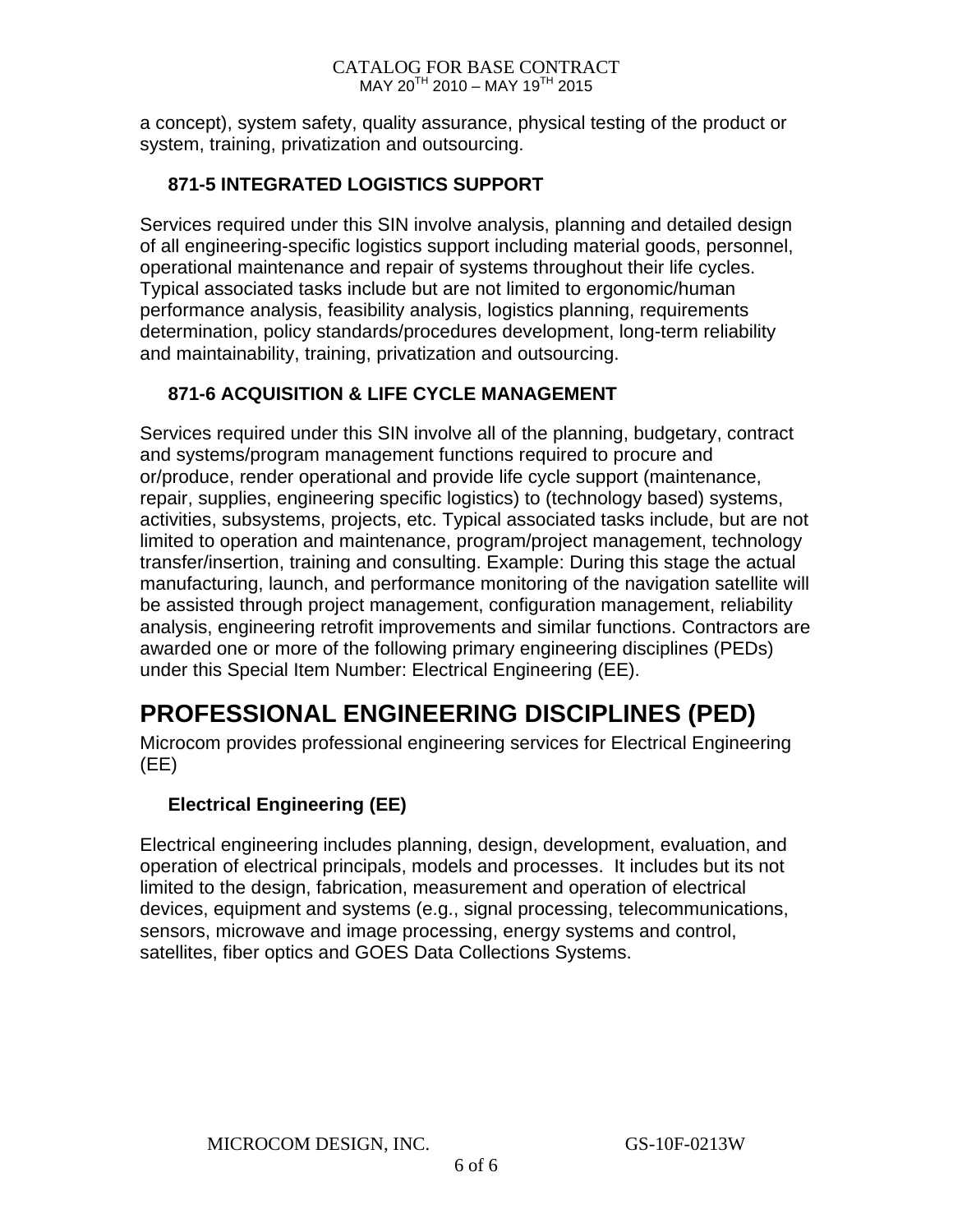a concept), system safety, quality assurance, physical testing of the product or system, training, privatization and outsourcing.

### 871-5 INTEGRATED LOGISTICS SUPPORT

Services required under this SIN involve analysis, planning and detailed design of all engineering-specific logistics support including material goods, personnel, operational maintenance and repair of systems throughout their life cycles. Typical associated tasks include but are not limited to ergonomic/human performance analysis, feasibility analysis, logistics planning, requirements determination, policy standards/procedures development, long-term reliability and maintainability, training, privatization and outsourcing.

### 871-6 ACQUISITION & LIFE CYCLE MANAGEMENT

Services required under this SIN involve all of the planning, budgetary, contract and systems/program management functions required to procure and or/produce, render operational and provide life cycle support (maintenance, repair, supplies, engineering specific logistics) to (technology based) systems, activities, subsystems, projects, etc. Typical associated tasks include, but are not limited to operation and maintenance, program/project management, technology transfer/insertion, training and consulting. Example: During this stage the actual manufacturing, launch, and performance monitoring of the navigation satellite will be assisted through project management, configuration management, reliability analysis, engineering retrofit improvements and similar functions. Contractors are awarded one or more of the following primary engineering disciplines (PEDs) under this Special Item Number: Electrical Engineering (EE).

# PROFESSIONAL ENGINEERING DISCIPLINES (PED)

Microcom provides professional engineering services for Electrical Engineering (EE)

### Electrical Engineering (EE)

Electrical engineering includes planning, design, development, evaluation, and operation of electrical principals, models and processes. It includes but its not limited to the design, fabrication, measurement and operation of electrical devices, equipment and systems (e.g., signal processing, telecommunications, sensors, microwave and image processing, energy systems and control, satellites, fiber optics and GOES Data Collections Systems.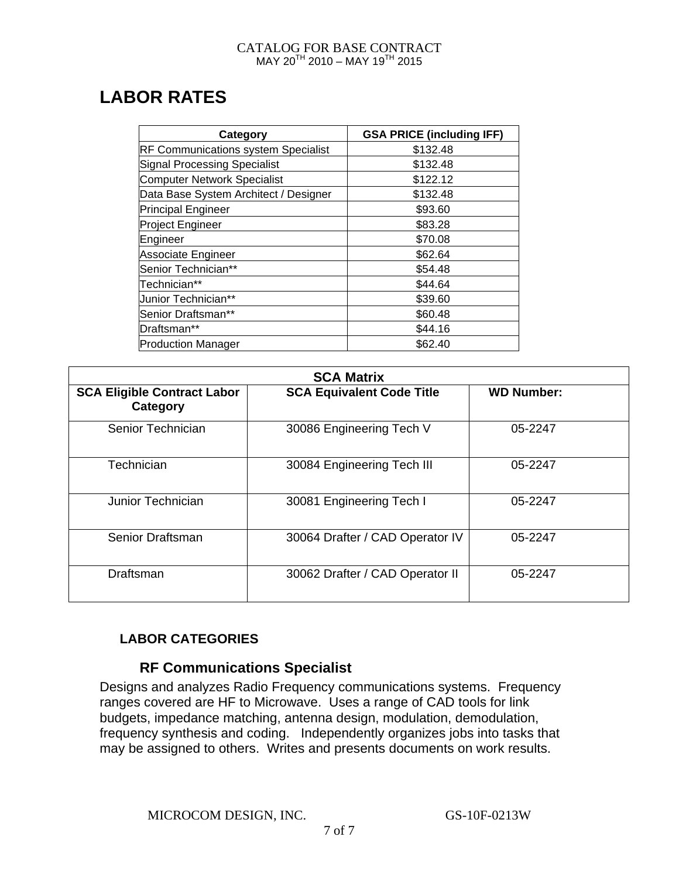## LABOR RATES

| Category | GSA PRICE (including IFF) |
|---|---|
| RF Communications system Specialist | $132.48 |
| Signal Processing Specialist | $132.48 |
| Computer Network Specialist | $122.12 |
| Data Base System Architect / Designer | $132.48 |
| Principal Engineer | $93.60 |
| Project Engineer | $83.28 |
| Engineer | $70.08 |
| Associate Engineer | $62.64 |
| Senior Technician** | $54.48 |
| Technician** | $44.64 |
| Junior Technician** | $39.60 |
| Senior Draftsman** | $60.48 |
| Draftsman** | $44.16 |
| Production Manager | $62.40 |

| SCA Matrix | | |
|---|---|---|
| SCA Eligible Contract Labor Category | SCA Equivalent Code Title | WD Number: |
| Senior Technician | 30086 Engineering Tech V | 05-2247 |
| Technician | 30084 Engineering Tech III | 05-2247 |
| Junior Technician | 30081 Engineering Tech I | 05-2247 |
| Senior Draftsman | 30064 Drafter / CAD Operator IV | 05-2247 |
| Draftsman | 30062 Drafter / CAD Operator II | 05-2247 |

### LABOR CATEGORIES

#### RF Communications Specialist

Designs and analyzes Radio Frequency communications systems. Frequency ranges covered are HF to Microwave. Uses a range of CAD tools for link budgets, impedance matching, antenna design, modulation, demodulation, frequency synthesis and coding. Independently organizes jobs into tasks that may be assigned to others. Writes and presents documents on work results.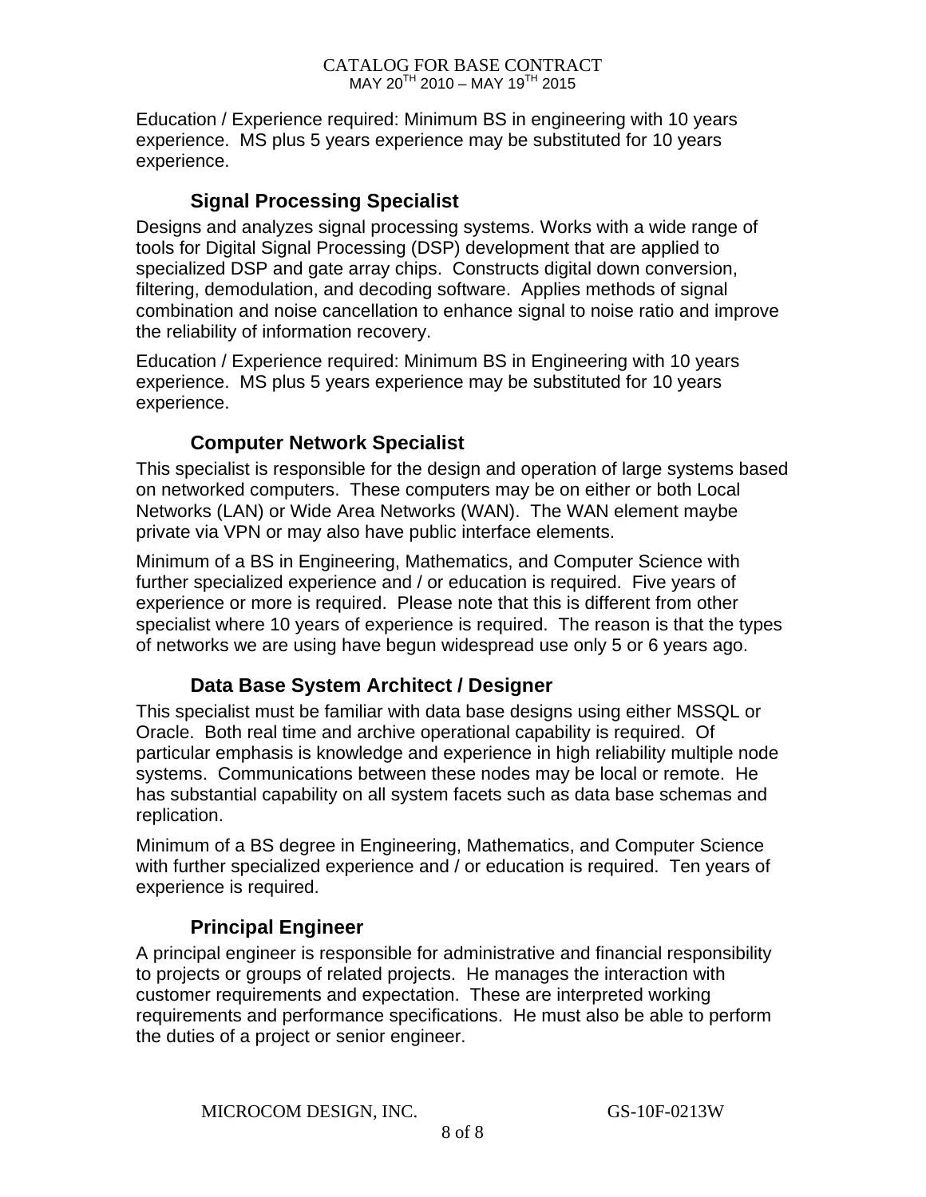Education / Experience required: Minimum BS in engineering with 10 years experience. MS plus 5 years experience may be substituted for 10 years experience.

### Signal Processing Specialist

Designs and analyzes signal processing systems. Works with a wide range of tools for Digital Signal Processing (DSP) development that are applied to specialized DSP and gate array chips. Constructs digital down conversion, filtering, demodulation, and decoding software. Applies methods of signal combination and noise cancellation to enhance signal to noise ratio and improve the reliability of information recovery.

Education / Experience required: Minimum BS in Engineering with 10 years experience. MS plus 5 years experience may be substituted for 10 years experience.

### Computer Network Specialist

This specialist is responsible for the design and operation of large systems based on networked computers. These computers may be on either or both Local Networks (LAN) or Wide Area Networks (WAN). The WAN element maybe private via VPN or may also have public interface elements.

Minimum of a BS in Engineering, Mathematics, and Computer Science with further specialized experience and / or education is required. Five years of experience or more is required. Please note that this is different from other specialist where 10 years of experience is required. The reason is that the types of networks we are using have begun widespread use only 5 or 6 years ago.

### Data Base System Architect / Designer

This specialist must be familiar with data base designs using either MSSQL or Oracle. Both real time and archive operational capability is required. Of particular emphasis is knowledge and experience in high reliability multiple node systems. Communications between these nodes may be local or remote. He has substantial capability on all system facets such as data base schemas and replication.

Minimum of a BS degree in Engineering, Mathematics, and Computer Science with further specialized experience and / or education is required. Ten years of experience is required.

### Principal Engineer

A principal engineer is responsible for administrative and financial responsibility to projects or groups of related projects. He manages the interaction with customer requirements and expectation. These are interpreted working requirements and performance specifications. He must also be able to perform the duties of a project or senior engineer.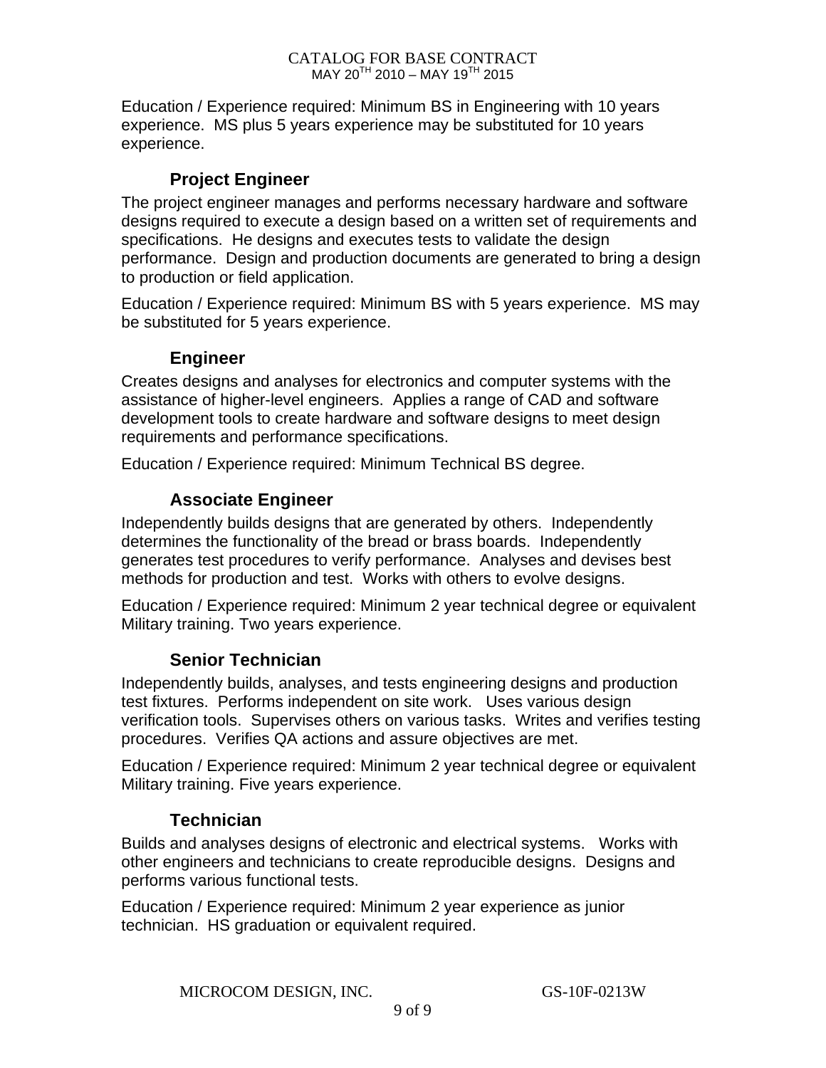Education / Experience required: Minimum BS in Engineering with 10 years experience. MS plus 5 years experience may be substituted for 10 years experience.

### Project Engineer

The project engineer manages and performs necessary hardware and software designs required to execute a design based on a written set of requirements and specifications. He designs and executes tests to validate the design performance. Design and production documents are generated to bring a design to production or field application.

Education / Experience required: Minimum BS with 5 years experience. MS may be substituted for 5 years experience.

### Engineer

Creates designs and analyses for electronics and computer systems with the assistance of higher-level engineers. Applies a range of CAD and software development tools to create hardware and software designs to meet design requirements and performance specifications.

Education / Experience required: Minimum Technical BS degree.

### Associate Engineer

Independently builds designs that are generated by others. Independently determines the functionality of the bread or brass boards. Independently generates test procedures to verify performance. Analyses and devises best methods for production and test. Works with others to evolve designs.

Education / Experience required: Minimum 2 year technical degree or equivalent Military training. Two years experience.

### Senior Technician

Independently builds, analyses, and tests engineering designs and production test fixtures. Performs independent on site work. Uses various design verification tools. Supervises others on various tasks. Writes and verifies testing procedures. Verifies QA actions and assure objectives are met.

Education / Experience required: Minimum 2 year technical degree or equivalent Military training. Five years experience.

### Technician

Builds and analyses designs of electronic and electrical systems. Works with other engineers and technicians to create reproducible designs. Designs and performs various functional tests.

Education / Experience required: Minimum 2 year experience as junior technician. HS graduation or equivalent required.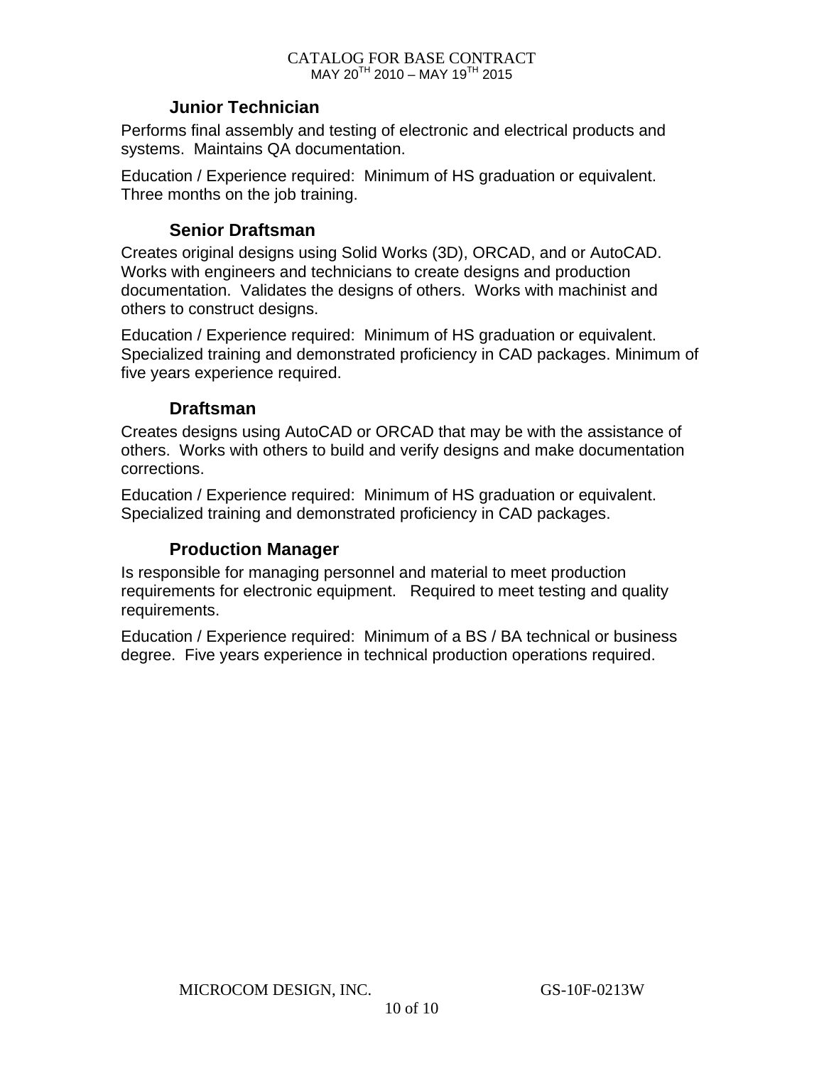### Junior Technician

Performs final assembly and testing of electronic and electrical products and systems. Maintains QA documentation.

Education / Experience required: Minimum of HS graduation or equivalent. Three months on the job training.

### Senior Draftsman

Creates original designs using Solid Works (3D), ORCAD, and or AutoCAD. Works with engineers and technicians to create designs and production documentation. Validates the designs of others. Works with machinist and others to construct designs.

Education / Experience required: Minimum of HS graduation or equivalent. Specialized training and demonstrated proficiency in CAD packages. Minimum of five years experience required.

### Draftsman

Creates designs using AutoCAD or ORCAD that may be with the assistance of others. Works with others to build and verify designs and make documentation corrections.

Education / Experience required: Minimum of HS graduation or equivalent. Specialized training and demonstrated proficiency in CAD packages.

### Production Manager

Is responsible for managing personnel and material to meet production requirements for electronic equipment. Required to meet testing and quality requirements.

Education / Experience required: Minimum of a BS / BA technical or business degree. Five years experience in technical production operations required.